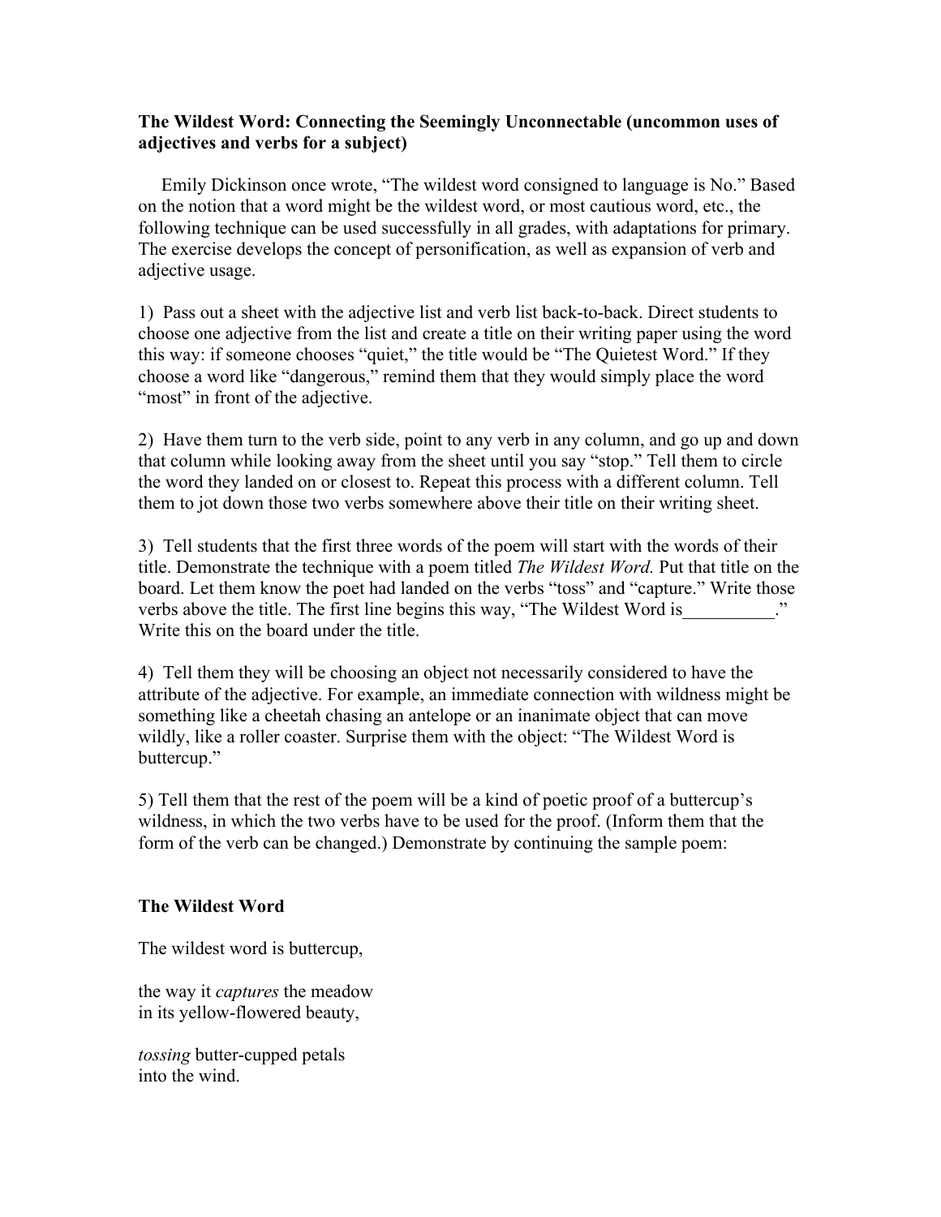**The Wildest Word: Connecting the Seemingly Unconnectable (uncommon uses of adjectives and verbs for a subject)**

Emily Dickinson once wrote, "The wildest word consigned to language is No." Based on the notion that a word might be the wildest word, or most cautious word, etc., the following technique can be used successfully in all grades, with adaptations for primary. The exercise develops the concept of personification, as well as expansion of verb and adjective usage.

1) Pass out a sheet with the adjective list and verb list back-to-back. Direct students to choose one adjective from the list and create a title on their writing paper using the word this way: if someone chooses "quiet," the title would be "The Quietest Word." If they choose a word like "dangerous," remind them that they would simply place the word "most" in front of the adjective.

2) Have them turn to the verb side, point to any verb in any column, and go up and down that column while looking away from the sheet until you say "stop." Tell them to circle the word they landed on or closest to. Repeat this process with a different column. Tell them to jot down those two verbs somewhere above their title on their writing sheet.

3) Tell students that the first three words of the poem will start with the words of their title. Demonstrate the technique with a poem titled *The Wildest Word.* Put that title on the board. Let them know the poet had landed on the verbs "toss" and "capture." Write those verbs above the title. The first line begins this way, "The Wildest Word is__________." Write this on the board under the title.

4) Tell them they will be choosing an object not necessarily considered to have the attribute of the adjective. For example, an immediate connection with wildness might be something like a cheetah chasing an antelope or an inanimate object that can move wildly, like a roller coaster. Surprise them with the object: "The Wildest Word is buttercup."

5) Tell them that the rest of the poem will be a kind of poetic proof of a buttercup's wildness, in which the two verbs have to be used for the proof. (Inform them that the form of the verb can be changed.) Demonstrate by continuing the sample poem:

**The Wildest Word**

The wildest word is buttercup,

the way it *captures* the meadow
in its yellow-flowered beauty,

*tossing* butter-cupped petals
into the wind.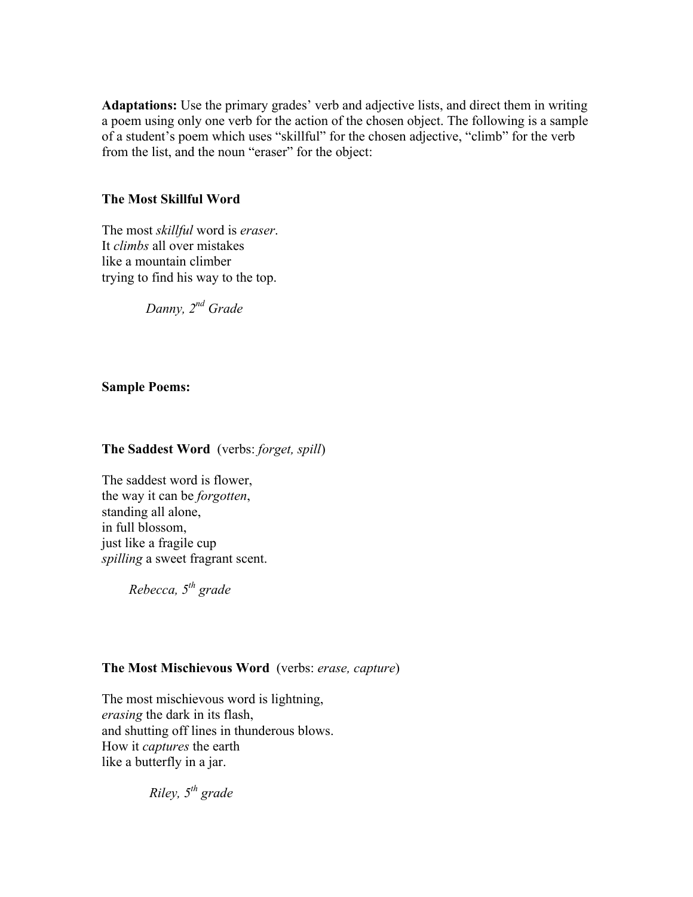**Adaptations:** Use the primary grades' verb and adjective lists, and direct them in writing a poem using only one verb for the action of the chosen object. The following is a sample of a student's poem which uses "skillful" for the chosen adjective, "climb" for the verb from the list, and the noun "eraser" for the object:

**The Most Skillful Word**

The most *skillful* word is *eraser*.
It *climbs* all over mistakes
like a mountain climber
trying to find his way to the top.

*Danny, 2nd Grade*

**Sample Poems:**

**The Saddest Word** (verbs: *forget, spill*)

The saddest word is flower,
the way it can be *forgotten*,
standing all alone,
in full blossom,
just like a fragile cup
*spilling* a sweet fragrant scent.

*Rebecca, 5th grade*

**The Most Mischievous Word** (verbs: *erase, capture*)

The most mischievous word is lightning,
*erasing* the dark in its flash,
and shutting off lines in thunderous blows.
How it *captures* the earth
like a butterfly in a jar.

*Riley, 5th grade*